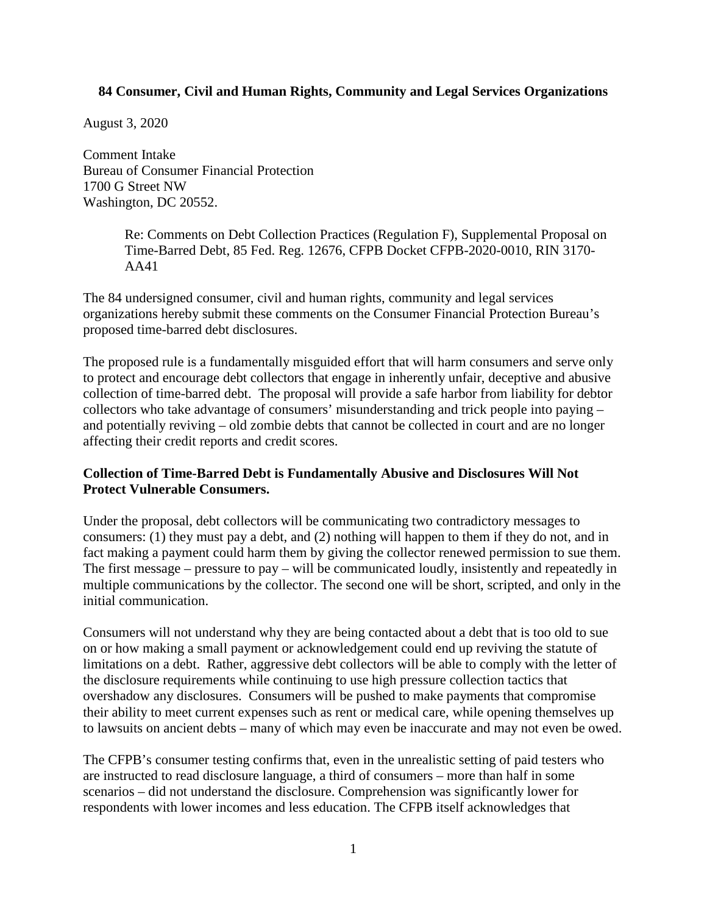**84 Consumer, Civil and Human Rights, Community and Legal Services Organizations**

August 3, 2020

Comment Intake
Bureau of Consumer Financial Protection
1700 G Street NW
Washington, DC 20552.

> Re: Comments on Debt Collection Practices (Regulation F), Supplemental Proposal on Time-Barred Debt, 85 Fed. Reg. 12676, CFPB Docket CFPB-2020-0010, RIN 3170-AA41

The 84 undersigned consumer, civil and human rights, community and legal services organizations hereby submit these comments on the Consumer Financial Protection Bureau's proposed time-barred debt disclosures.

The proposed rule is a fundamentally misguided effort that will harm consumers and serve only to protect and encourage debt collectors that engage in inherently unfair, deceptive and abusive collection of time-barred debt. The proposal will provide a safe harbor from liability for debtor collectors who take advantage of consumers' misunderstanding and trick people into paying – and potentially reviving – old zombie debts that cannot be collected in court and are no longer affecting their credit reports and credit scores.

**Collection of Time-Barred Debt is Fundamentally Abusive and Disclosures Will Not Protect Vulnerable Consumers.**

Under the proposal, debt collectors will be communicating two contradictory messages to consumers: (1) they must pay a debt, and (2) nothing will happen to them if they do not, and in fact making a payment could harm them by giving the collector renewed permission to sue them. The first message – pressure to pay – will be communicated loudly, insistently and repeatedly in multiple communications by the collector. The second one will be short, scripted, and only in the initial communication.

Consumers will not understand why they are being contacted about a debt that is too old to sue on or how making a small payment or acknowledgement could end up reviving the statute of limitations on a debt. Rather, aggressive debt collectors will be able to comply with the letter of the disclosure requirements while continuing to use high pressure collection tactics that overshadow any disclosures. Consumers will be pushed to make payments that compromise their ability to meet current expenses such as rent or medical care, while opening themselves up to lawsuits on ancient debts – many of which may even be inaccurate and may not even be owed.

The CFPB's consumer testing confirms that, even in the unrealistic setting of paid testers who are instructed to read disclosure language, a third of consumers – more than half in some scenarios – did not understand the disclosure. Comprehension was significantly lower for respondents with lower incomes and less education. The CFPB itself acknowledges that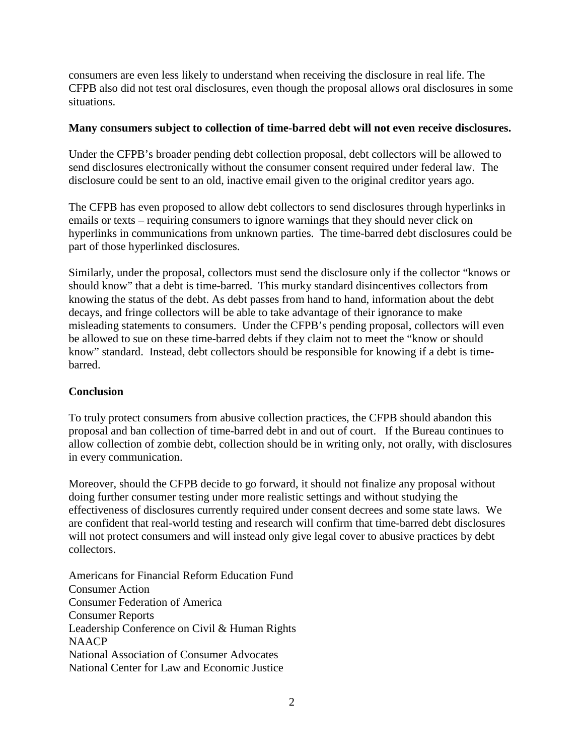consumers are even less likely to understand when receiving the disclosure in real life. The CFPB also did not test oral disclosures, even though the proposal allows oral disclosures in some situations.

**Many consumers subject to collection of time-barred debt will not even receive disclosures.**

Under the CFPB's broader pending debt collection proposal, debt collectors will be allowed to send disclosures electronically without the consumer consent required under federal law. The disclosure could be sent to an old, inactive email given to the original creditor years ago.

The CFPB has even proposed to allow debt collectors to send disclosures through hyperlinks in emails or texts – requiring consumers to ignore warnings that they should never click on hyperlinks in communications from unknown parties. The time-barred debt disclosures could be part of those hyperlinked disclosures.

Similarly, under the proposal, collectors must send the disclosure only if the collector "knows or should know" that a debt is time-barred. This murky standard disincentives collectors from knowing the status of the debt. As debt passes from hand to hand, information about the debt decays, and fringe collectors will be able to take advantage of their ignorance to make misleading statements to consumers. Under the CFPB's pending proposal, collectors will even be allowed to sue on these time-barred debts if they claim not to meet the "know or should know" standard. Instead, debt collectors should be responsible for knowing if a debt is time-barred.

**Conclusion**

To truly protect consumers from abusive collection practices, the CFPB should abandon this proposal and ban collection of time-barred debt in and out of court. If the Bureau continues to allow collection of zombie debt, collection should be in writing only, not orally, with disclosures in every communication.

Moreover, should the CFPB decide to go forward, it should not finalize any proposal without doing further consumer testing under more realistic settings and without studying the effectiveness of disclosures currently required under consent decrees and some state laws. We are confident that real-world testing and research will confirm that time-barred debt disclosures will not protect consumers and will instead only give legal cover to abusive practices by debt collectors.

Americans for Financial Reform Education Fund
Consumer Action
Consumer Federation of America
Consumer Reports
Leadership Conference on Civil & Human Rights
NAACP
National Association of Consumer Advocates
National Center for Law and Economic Justice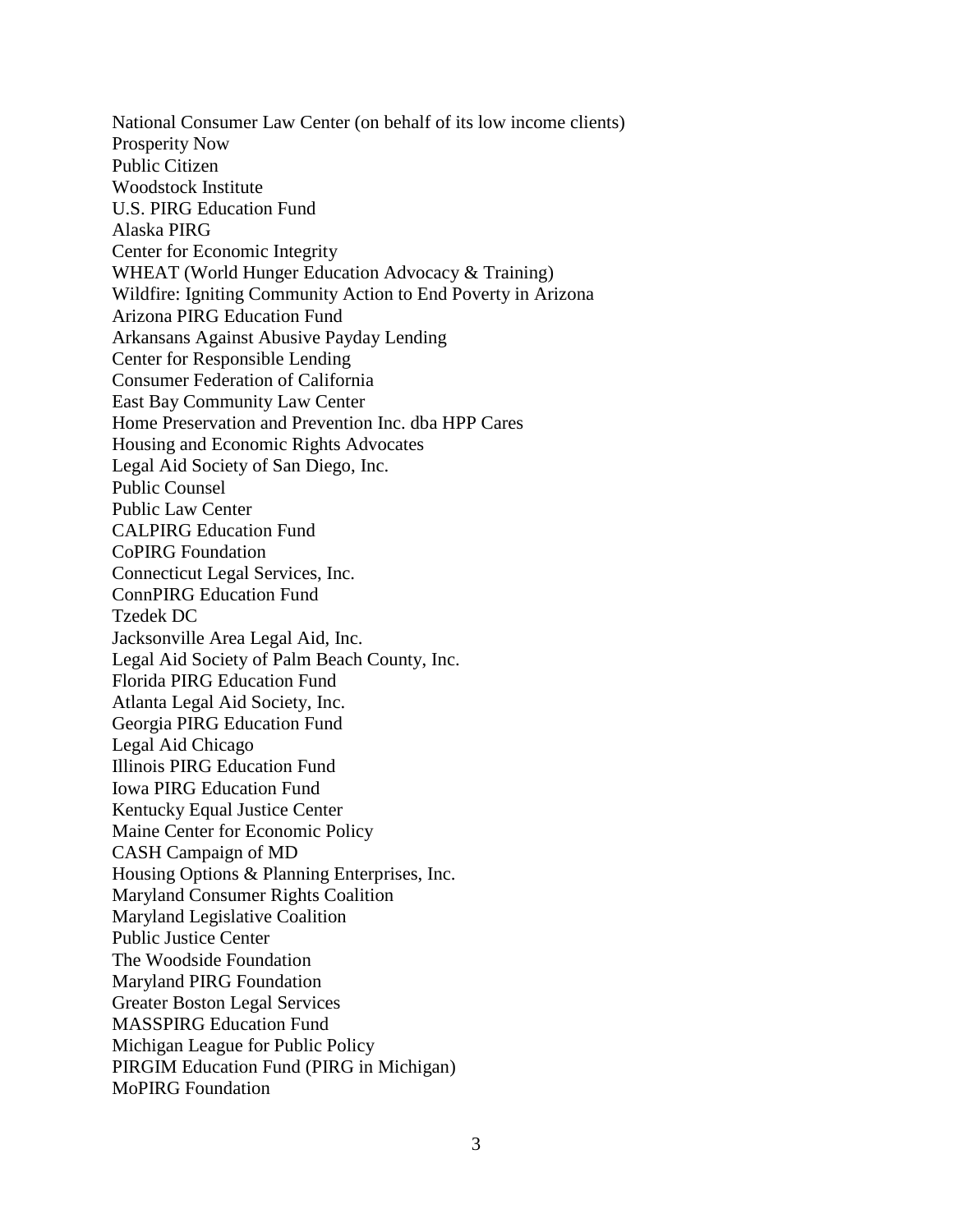National Consumer Law Center (on behalf of its low income clients)
Prosperity Now
Public Citizen
Woodstock Institute
U.S. PIRG Education Fund
Alaska PIRG
Center for Economic Integrity
WHEAT (World Hunger Education Advocacy & Training)
Wildfire: Igniting Community Action to End Poverty in Arizona
Arizona PIRG Education Fund
Arkansans Against Abusive Payday Lending
Center for Responsible Lending
Consumer Federation of California
East Bay Community Law Center
Home Preservation and Prevention Inc. dba HPP Cares
Housing and Economic Rights Advocates
Legal Aid Society of San Diego, Inc.
Public Counsel
Public Law Center
CALPIRG Education Fund
CoPIRG Foundation
Connecticut Legal Services, Inc.
ConnPIRG Education Fund
Tzedek DC
Jacksonville Area Legal Aid, Inc.
Legal Aid Society of Palm Beach County, Inc.
Florida PIRG Education Fund
Atlanta Legal Aid Society, Inc.
Georgia PIRG Education Fund
Legal Aid Chicago
Illinois PIRG Education Fund
Iowa PIRG Education Fund
Kentucky Equal Justice Center
Maine Center for Economic Policy
CASH Campaign of MD
Housing Options & Planning Enterprises, Inc.
Maryland Consumer Rights Coalition
Maryland Legislative Coalition
Public Justice Center
The Woodside Foundation
Maryland PIRG Foundation
Greater Boston Legal Services
MASSPIRG Education Fund
Michigan League for Public Policy
PIRGIM Education Fund (PIRG in Michigan)
MoPIRG Foundation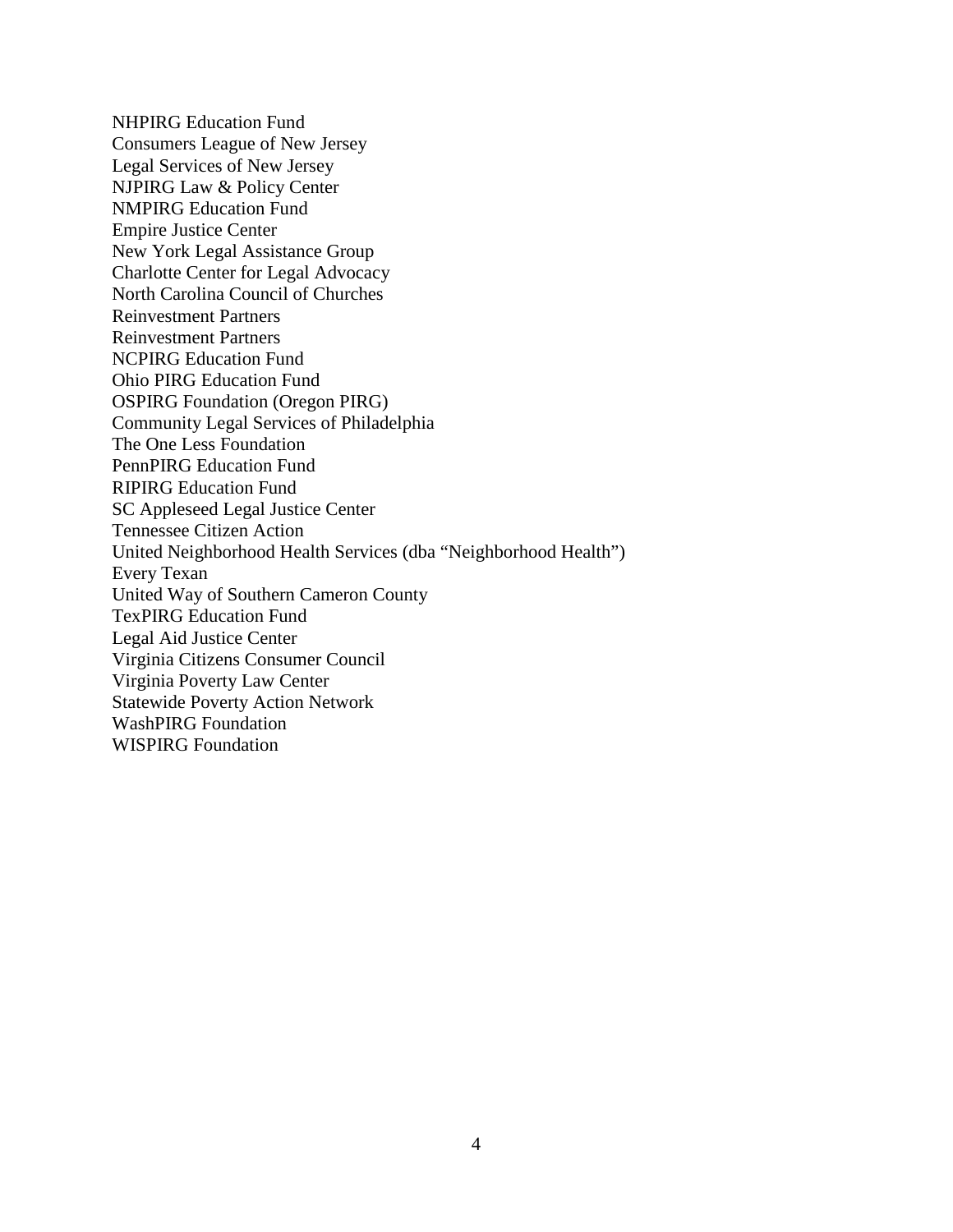NHPIRG Education Fund
Consumers League of New Jersey
Legal Services of New Jersey
NJPIRG Law & Policy Center
NMPIRG Education Fund
Empire Justice Center
New York Legal Assistance Group
Charlotte Center for Legal Advocacy
North Carolina Council of Churches
Reinvestment Partners
Reinvestment Partners
NCPIRG Education Fund
Ohio PIRG Education Fund
OSPIRG Foundation (Oregon PIRG)
Community Legal Services of Philadelphia
The One Less Foundation
PennPIRG Education Fund
RIPIRG Education Fund
SC Appleseed Legal Justice Center
Tennessee Citizen Action
United Neighborhood Health Services (dba "Neighborhood Health")
Every Texan
United Way of Southern Cameron County
TexPIRG Education Fund
Legal Aid Justice Center
Virginia Citizens Consumer Council
Virginia Poverty Law Center
Statewide Poverty Action Network
WashPIRG Foundation
WISPIRG Foundation